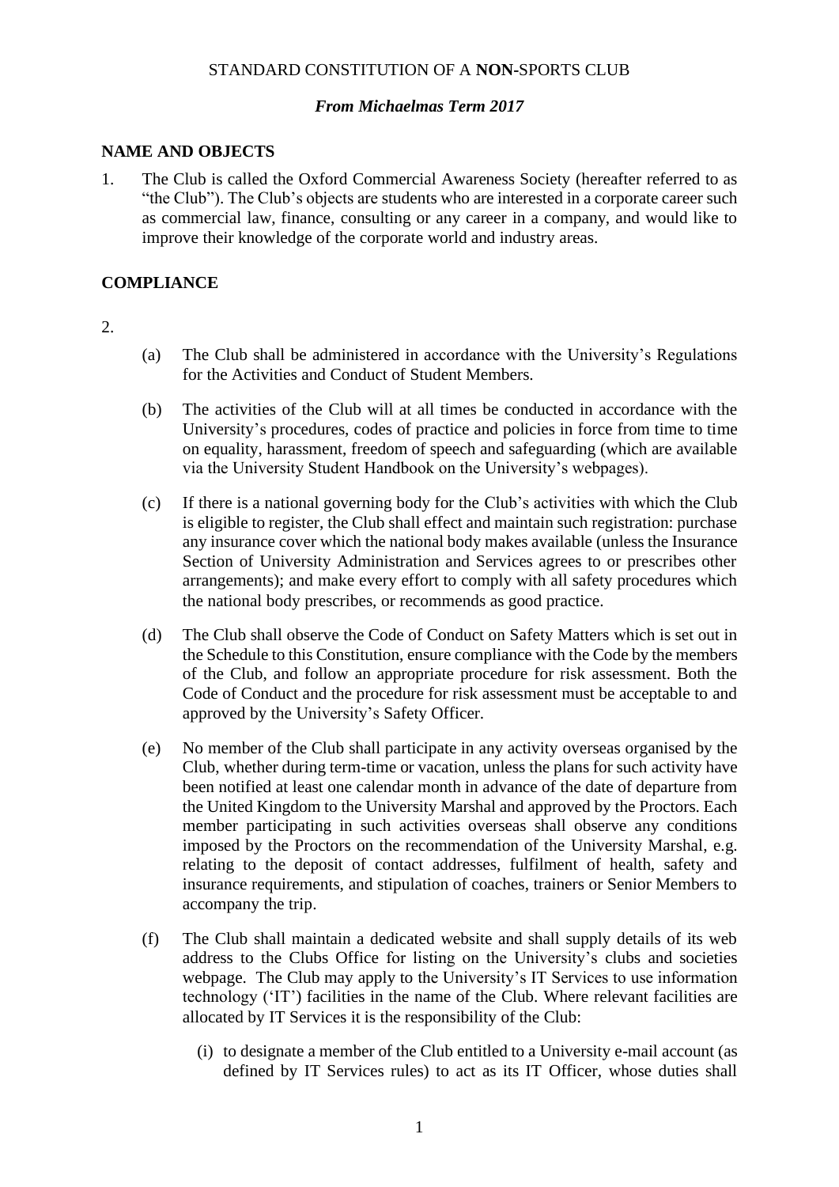STANDARD CONSTITUTION OF A **NON**-SPORTS CLUB

***From Michaelmas Term 2017***

## NAME AND OBJECTS

1. The Club is called the Oxford Commercial Awareness Society (hereafter referred to as "the Club"). The Club's objects are students who are interested in a corporate career such as commercial law, finance, consulting or any career in a company, and would like to improve their knowledge of the corporate world and industry areas.

## COMPLIANCE

2.

(a) The Club shall be administered in accordance with the University's Regulations for the Activities and Conduct of Student Members.

(b) The activities of the Club will at all times be conducted in accordance with the University's procedures, codes of practice and policies in force from time to time on equality, harassment, freedom of speech and safeguarding (which are available via the University Student Handbook on the University's webpages).

(c) If there is a national governing body for the Club's activities with which the Club is eligible to register, the Club shall effect and maintain such registration: purchase any insurance cover which the national body makes available (unless the Insurance Section of University Administration and Services agrees to or prescribes other arrangements); and make every effort to comply with all safety procedures which the national body prescribes, or recommends as good practice.

(d) The Club shall observe the Code of Conduct on Safety Matters which is set out in the Schedule to this Constitution, ensure compliance with the Code by the members of the Club, and follow an appropriate procedure for risk assessment. Both the Code of Conduct and the procedure for risk assessment must be acceptable to and approved by the University's Safety Officer.

(e) No member of the Club shall participate in any activity overseas organised by the Club, whether during term-time or vacation, unless the plans for such activity have been notified at least one calendar month in advance of the date of departure from the United Kingdom to the University Marshal and approved by the Proctors. Each member participating in such activities overseas shall observe any conditions imposed by the Proctors on the recommendation of the University Marshal, e.g. relating to the deposit of contact addresses, fulfilment of health, safety and insurance requirements, and stipulation of coaches, trainers or Senior Members to accompany the trip.

(f) The Club shall maintain a dedicated website and shall supply details of its web address to the Clubs Office for listing on the University's clubs and societies webpage. The Club may apply to the University's IT Services to use information technology ('IT') facilities in the name of the Club. Where relevant facilities are allocated by IT Services it is the responsibility of the Club:

   (i) to designate a member of the Club entitled to a University e-mail account (as defined by IT Services rules) to act as its IT Officer, whose duties shall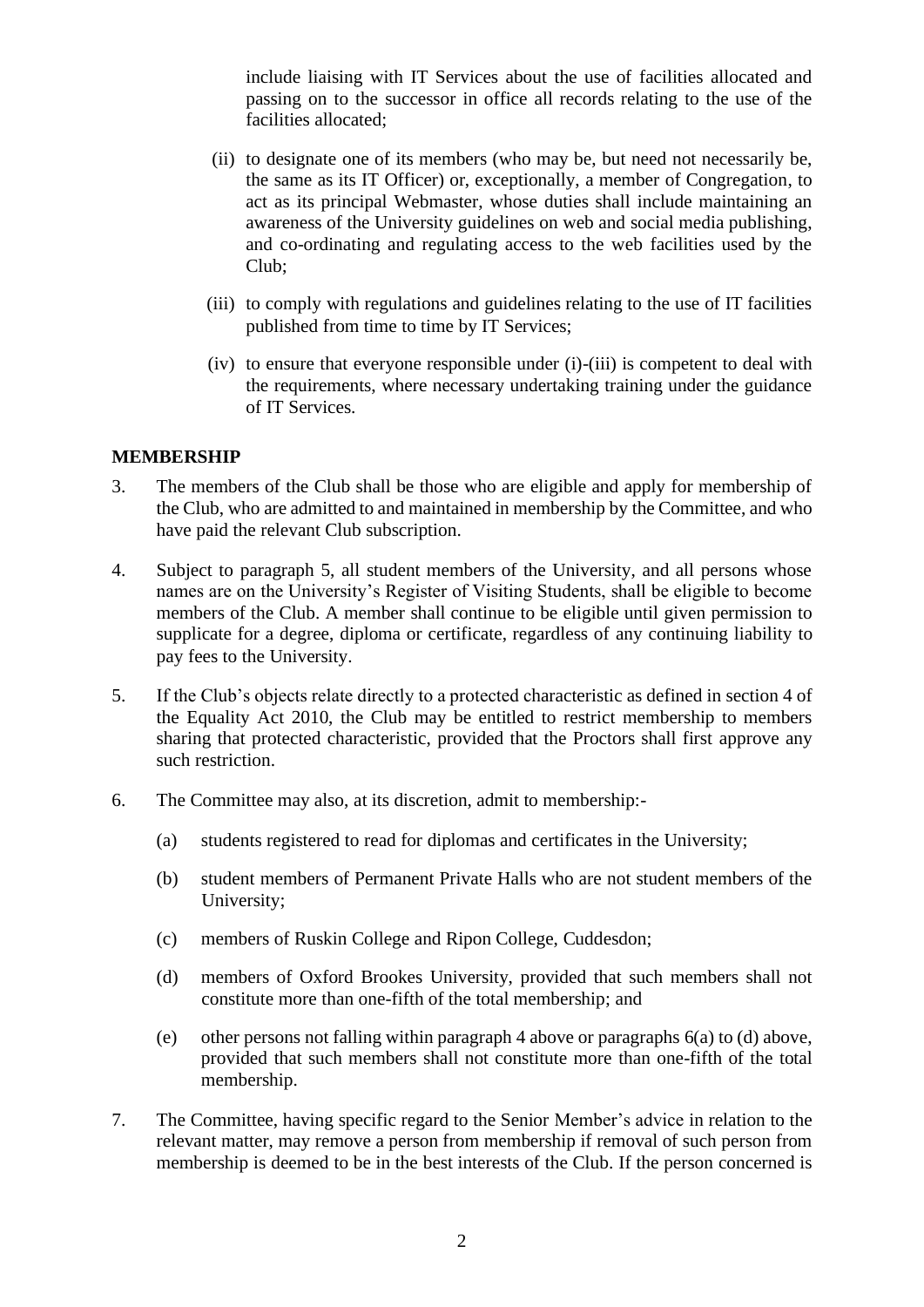include liaising with IT Services about the use of facilities allocated and passing on to the successor in office all records relating to the use of the facilities allocated;

(ii) to designate one of its members (who may be, but need not necessarily be, the same as its IT Officer) or, exceptionally, a member of Congregation, to act as its principal Webmaster, whose duties shall include maintaining an awareness of the University guidelines on web and social media publishing, and co-ordinating and regulating access to the web facilities used by the Club;

(iii) to comply with regulations and guidelines relating to the use of IT facilities published from time to time by IT Services;

(iv) to ensure that everyone responsible under (i)-(iii) is competent to deal with the requirements, where necessary undertaking training under the guidance of IT Services.

**MEMBERSHIP**

3. The members of the Club shall be those who are eligible and apply for membership of the Club, who are admitted to and maintained in membership by the Committee, and who have paid the relevant Club subscription.

4. Subject to paragraph 5, all student members of the University, and all persons whose names are on the University's Register of Visiting Students, shall be eligible to become members of the Club. A member shall continue to be eligible until given permission to supplicate for a degree, diploma or certificate, regardless of any continuing liability to pay fees to the University.

5. If the Club's objects relate directly to a protected characteristic as defined in section 4 of the Equality Act 2010, the Club may be entitled to restrict membership to members sharing that protected characteristic, provided that the Proctors shall first approve any such restriction.

6. The Committee may also, at its discretion, admit to membership:-

   (a) students registered to read for diplomas and certificates in the University;

   (b) student members of Permanent Private Halls who are not student members of the University;

   (c) members of Ruskin College and Ripon College, Cuddesdon;

   (d) members of Oxford Brookes University, provided that such members shall not constitute more than one-fifth of the total membership; and

   (e) other persons not falling within paragraph 4 above or paragraphs 6(a) to (d) above, provided that such members shall not constitute more than one-fifth of the total membership.

7. The Committee, having specific regard to the Senior Member's advice in relation to the relevant matter, may remove a person from membership if removal of such person from membership is deemed to be in the best interests of the Club. If the person concerned is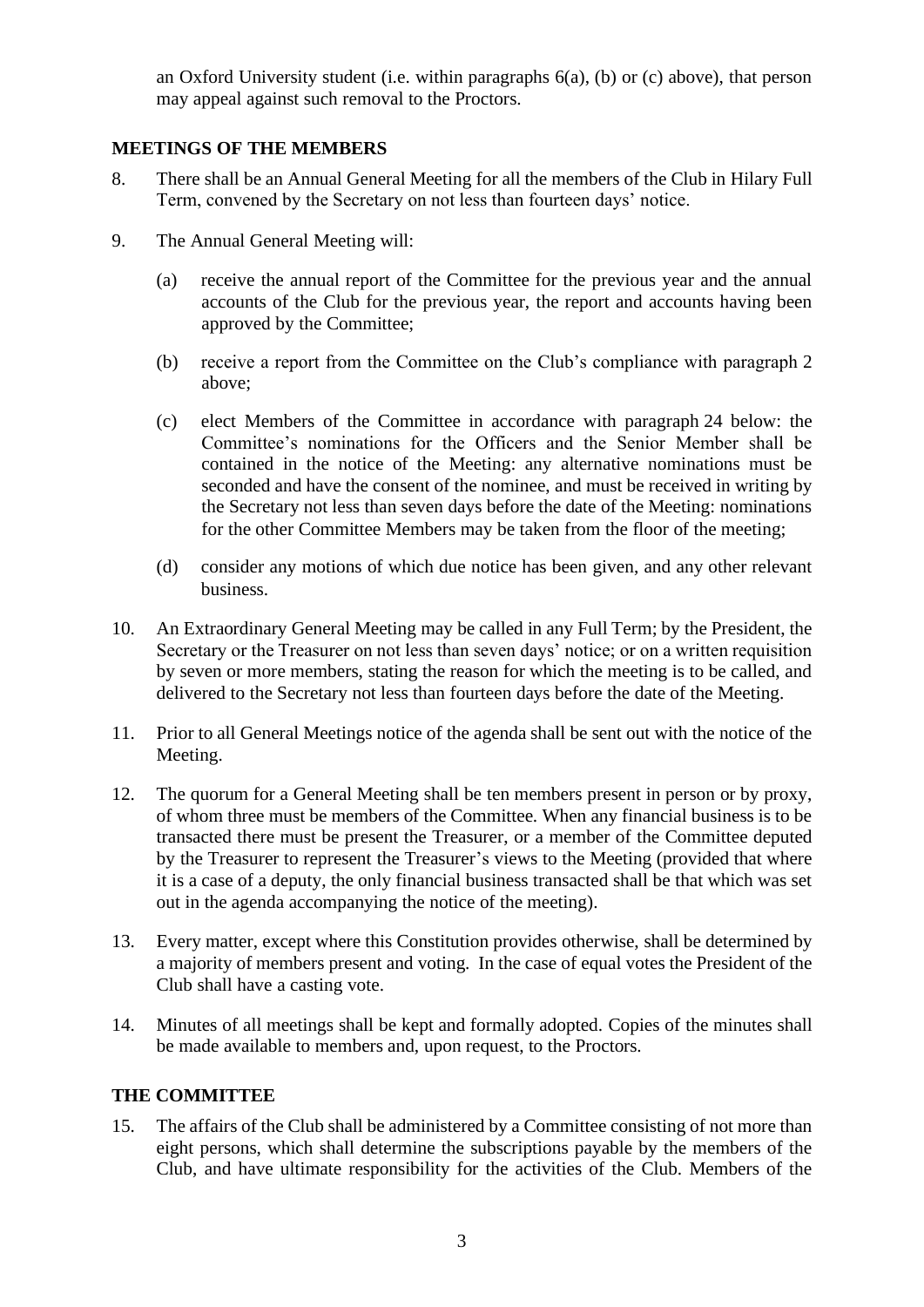an Oxford University student (i.e. within paragraphs 6(a), (b) or (c) above), that person may appeal against such removal to the Proctors.

## MEETINGS OF THE MEMBERS

8. There shall be an Annual General Meeting for all the members of the Club in Hilary Full Term, convened by the Secretary on not less than fourteen days' notice.

9. The Annual General Meeting will:

   (a) receive the annual report of the Committee for the previous year and the annual accounts of the Club for the previous year, the report and accounts having been approved by the Committee;

   (b) receive a report from the Committee on the Club's compliance with paragraph 2 above;

   (c) elect Members of the Committee in accordance with paragraph 24 below: the Committee's nominations for the Officers and the Senior Member shall be contained in the notice of the Meeting: any alternative nominations must be seconded and have the consent of the nominee, and must be received in writing by the Secretary not less than seven days before the date of the Meeting: nominations for the other Committee Members may be taken from the floor of the meeting;

   (d) consider any motions of which due notice has been given, and any other relevant business.

10. An Extraordinary General Meeting may be called in any Full Term; by the President, the Secretary or the Treasurer on not less than seven days' notice; or on a written requisition by seven or more members, stating the reason for which the meeting is to be called, and delivered to the Secretary not less than fourteen days before the date of the Meeting.

11. Prior to all General Meetings notice of the agenda shall be sent out with the notice of the Meeting.

12. The quorum for a General Meeting shall be ten members present in person or by proxy, of whom three must be members of the Committee. When any financial business is to be transacted there must be present the Treasurer, or a member of the Committee deputed by the Treasurer to represent the Treasurer's views to the Meeting (provided that where it is a case of a deputy, the only financial business transacted shall be that which was set out in the agenda accompanying the notice of the meeting).

13. Every matter, except where this Constitution provides otherwise, shall be determined by a majority of members present and voting. In the case of equal votes the President of the Club shall have a casting vote.

14. Minutes of all meetings shall be kept and formally adopted. Copies of the minutes shall be made available to members and, upon request, to the Proctors.

## THE COMMITTEE

15. The affairs of the Club shall be administered by a Committee consisting of not more than eight persons, which shall determine the subscriptions payable by the members of the Club, and have ultimate responsibility for the activities of the Club. Members of the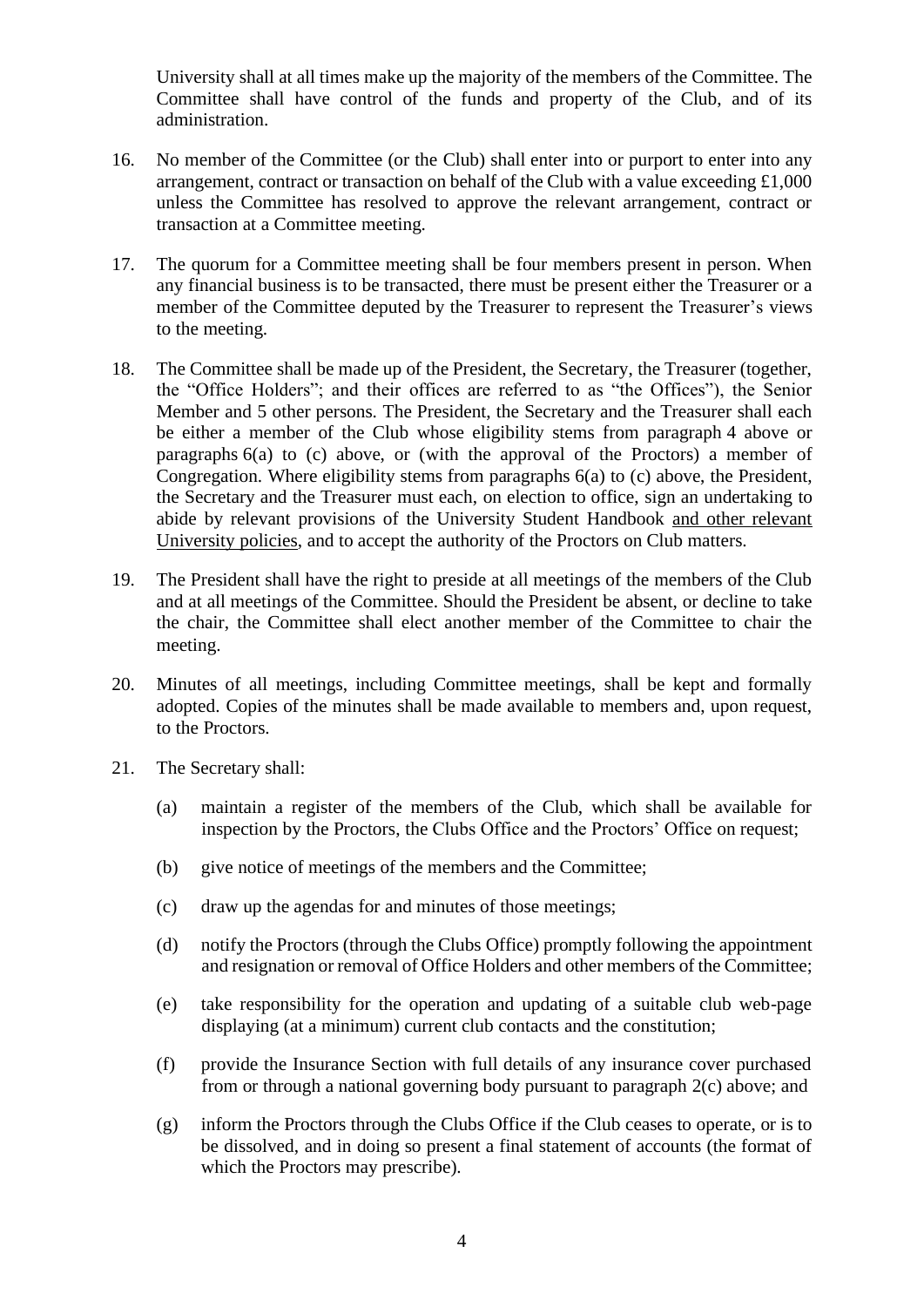University shall at all times make up the majority of the members of the Committee. The Committee shall have control of the funds and property of the Club, and of its administration.

16. No member of the Committee (or the Club) shall enter into or purport to enter into any arrangement, contract or transaction on behalf of the Club with a value exceeding £1,000 unless the Committee has resolved to approve the relevant arrangement, contract or transaction at a Committee meeting.

17. The quorum for a Committee meeting shall be four members present in person. When any financial business is to be transacted, there must be present either the Treasurer or a member of the Committee deputed by the Treasurer to represent the Treasurer's views to the meeting.

18. The Committee shall be made up of the President, the Secretary, the Treasurer (together, the "Office Holders"; and their offices are referred to as "the Offices"), the Senior Member and 5 other persons. The President, the Secretary and the Treasurer shall each be either a member of the Club whose eligibility stems from paragraph 4 above or paragraphs 6(a) to (c) above, or (with the approval of the Proctors) a member of Congregation. Where eligibility stems from paragraphs 6(a) to (c) above, the President, the Secretary and the Treasurer must each, on election to office, sign an undertaking to abide by relevant provisions of the University Student Handbook <u>and other relevant University policies</u>, and to accept the authority of the Proctors on Club matters.

19. The President shall have the right to preside at all meetings of the members of the Club and at all meetings of the Committee. Should the President be absent, or decline to take the chair, the Committee shall elect another member of the Committee to chair the meeting.

20. Minutes of all meetings, including Committee meetings, shall be kept and formally adopted. Copies of the minutes shall be made available to members and, upon request, to the Proctors.

21. The Secretary shall:

    (a) maintain a register of the members of the Club, which shall be available for inspection by the Proctors, the Clubs Office and the Proctors' Office on request;

    (b) give notice of meetings of the members and the Committee;

    (c) draw up the agendas for and minutes of those meetings;

    (d) notify the Proctors (through the Clubs Office) promptly following the appointment and resignation or removal of Office Holders and other members of the Committee;

    (e) take responsibility for the operation and updating of a suitable club web-page displaying (at a minimum) current club contacts and the constitution;

    (f) provide the Insurance Section with full details of any insurance cover purchased from or through a national governing body pursuant to paragraph 2(c) above; and

    (g) inform the Proctors through the Clubs Office if the Club ceases to operate, or is to be dissolved, and in doing so present a final statement of accounts (the format of which the Proctors may prescribe).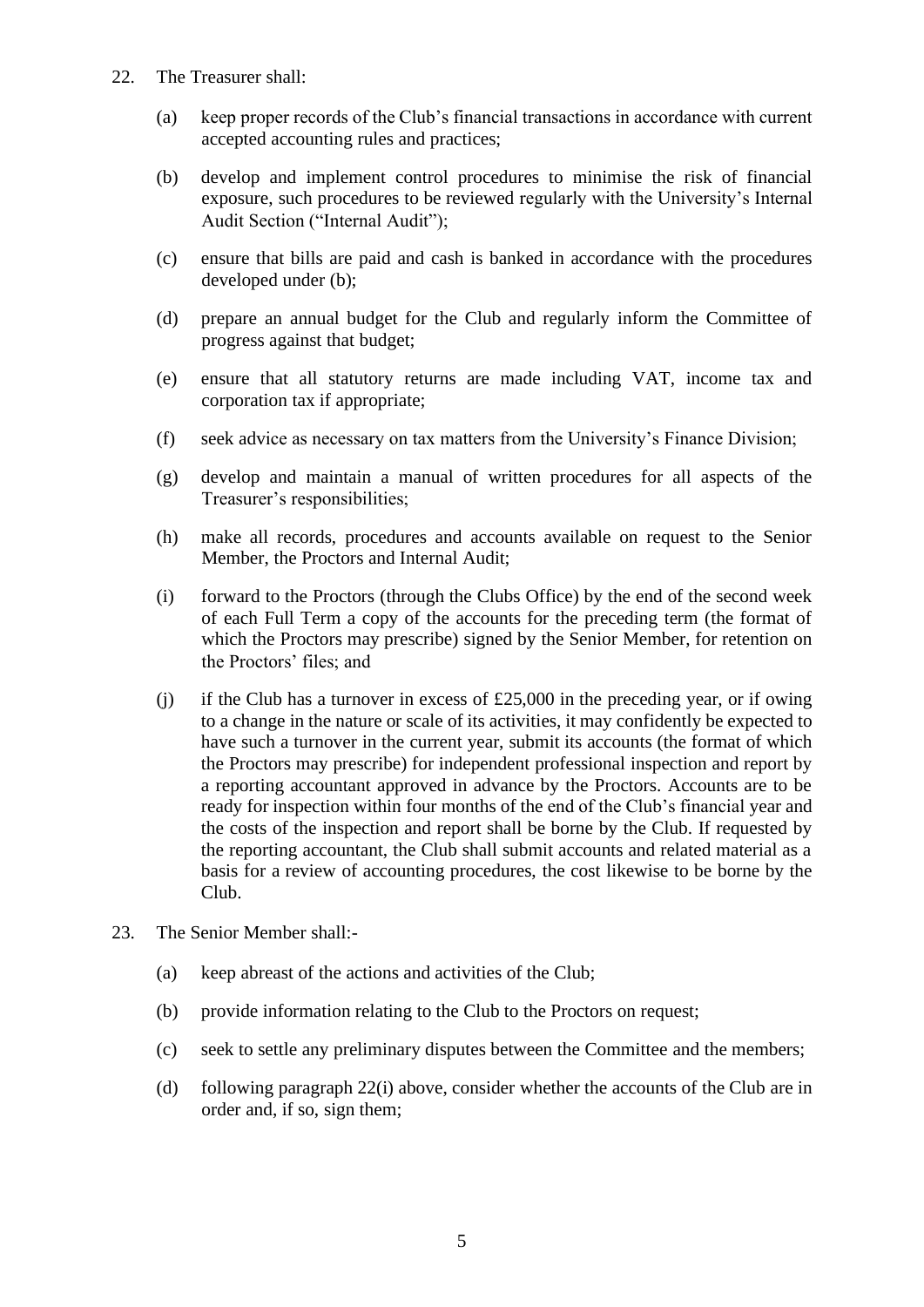22. The Treasurer shall:

    (a) keep proper records of the Club's financial transactions in accordance with current accepted accounting rules and practices;

    (b) develop and implement control procedures to minimise the risk of financial exposure, such procedures to be reviewed regularly with the University's Internal Audit Section ("Internal Audit");

    (c) ensure that bills are paid and cash is banked in accordance with the procedures developed under (b);

    (d) prepare an annual budget for the Club and regularly inform the Committee of progress against that budget;

    (e) ensure that all statutory returns are made including VAT, income tax and corporation tax if appropriate;

    (f) seek advice as necessary on tax matters from the University's Finance Division;

    (g) develop and maintain a manual of written procedures for all aspects of the Treasurer's responsibilities;

    (h) make all records, procedures and accounts available on request to the Senior Member, the Proctors and Internal Audit;

    (i) forward to the Proctors (through the Clubs Office) by the end of the second week of each Full Term a copy of the accounts for the preceding term (the format of which the Proctors may prescribe) signed by the Senior Member, for retention on the Proctors' files; and

    (j) if the Club has a turnover in excess of £25,000 in the preceding year, or if owing to a change in the nature or scale of its activities, it may confidently be expected to have such a turnover in the current year, submit its accounts (the format of which the Proctors may prescribe) for independent professional inspection and report by a reporting accountant approved in advance by the Proctors. Accounts are to be ready for inspection within four months of the end of the Club's financial year and the costs of the inspection and report shall be borne by the Club. If requested by the reporting accountant, the Club shall submit accounts and related material as a basis for a review of accounting procedures, the cost likewise to be borne by the Club.

23. The Senior Member shall:-

    (a) keep abreast of the actions and activities of the Club;

    (b) provide information relating to the Club to the Proctors on request;

    (c) seek to settle any preliminary disputes between the Committee and the members;

    (d) following paragraph 22(i) above, consider whether the accounts of the Club are in order and, if so, sign them;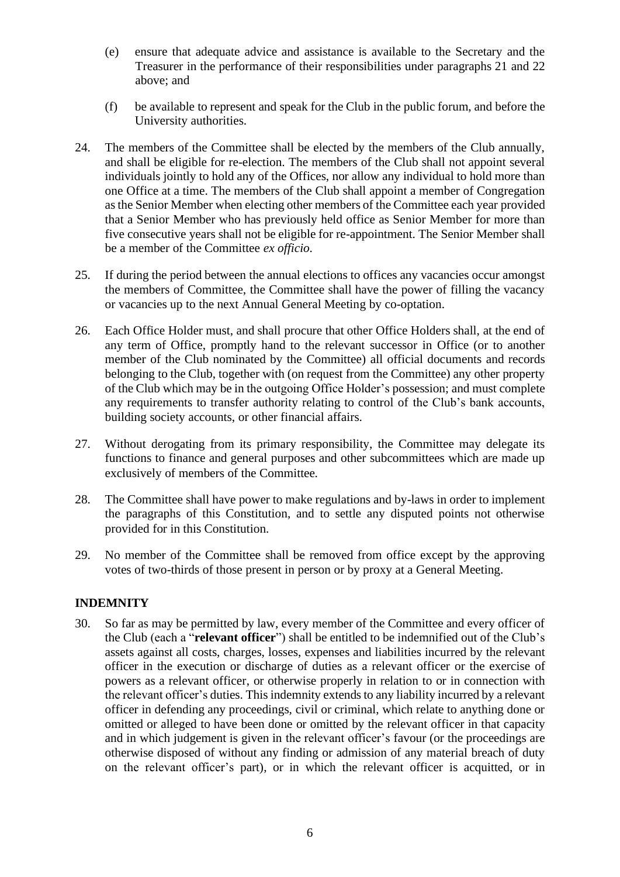(e) ensure that adequate advice and assistance is available to the Secretary and the Treasurer in the performance of their responsibilities under paragraphs 21 and 22 above; and

(f) be available to represent and speak for the Club in the public forum, and before the University authorities.

24. The members of the Committee shall be elected by the members of the Club annually, and shall be eligible for re-election. The members of the Club shall not appoint several individuals jointly to hold any of the Offices, nor allow any individual to hold more than one Office at a time. The members of the Club shall appoint a member of Congregation as the Senior Member when electing other members of the Committee each year provided that a Senior Member who has previously held office as Senior Member for more than five consecutive years shall not be eligible for re-appointment. The Senior Member shall be a member of the Committee *ex officio.*

25. If during the period between the annual elections to offices any vacancies occur amongst the members of Committee, the Committee shall have the power of filling the vacancy or vacancies up to the next Annual General Meeting by co-optation.

26. Each Office Holder must, and shall procure that other Office Holders shall, at the end of any term of Office, promptly hand to the relevant successor in Office (or to another member of the Club nominated by the Committee) all official documents and records belonging to the Club, together with (on request from the Committee) any other property of the Club which may be in the outgoing Office Holder's possession; and must complete any requirements to transfer authority relating to control of the Club's bank accounts, building society accounts, or other financial affairs.

27. Without derogating from its primary responsibility, the Committee may delegate its functions to finance and general purposes and other subcommittees which are made up exclusively of members of the Committee.

28. The Committee shall have power to make regulations and by-laws in order to implement the paragraphs of this Constitution, and to settle any disputed points not otherwise provided for in this Constitution.

29. No member of the Committee shall be removed from office except by the approving votes of two-thirds of those present in person or by proxy at a General Meeting.

## INDEMNITY

30. So far as may be permitted by law, every member of the Committee and every officer of the Club (each a "**relevant officer**") shall be entitled to be indemnified out of the Club's assets against all costs, charges, losses, expenses and liabilities incurred by the relevant officer in the execution or discharge of duties as a relevant officer or the exercise of powers as a relevant officer, or otherwise properly in relation to or in connection with the relevant officer's duties. This indemnity extends to any liability incurred by a relevant officer in defending any proceedings, civil or criminal, which relate to anything done or omitted or alleged to have been done or omitted by the relevant officer in that capacity and in which judgement is given in the relevant officer's favour (or the proceedings are otherwise disposed of without any finding or admission of any material breach of duty on the relevant officer's part), or in which the relevant officer is acquitted, or in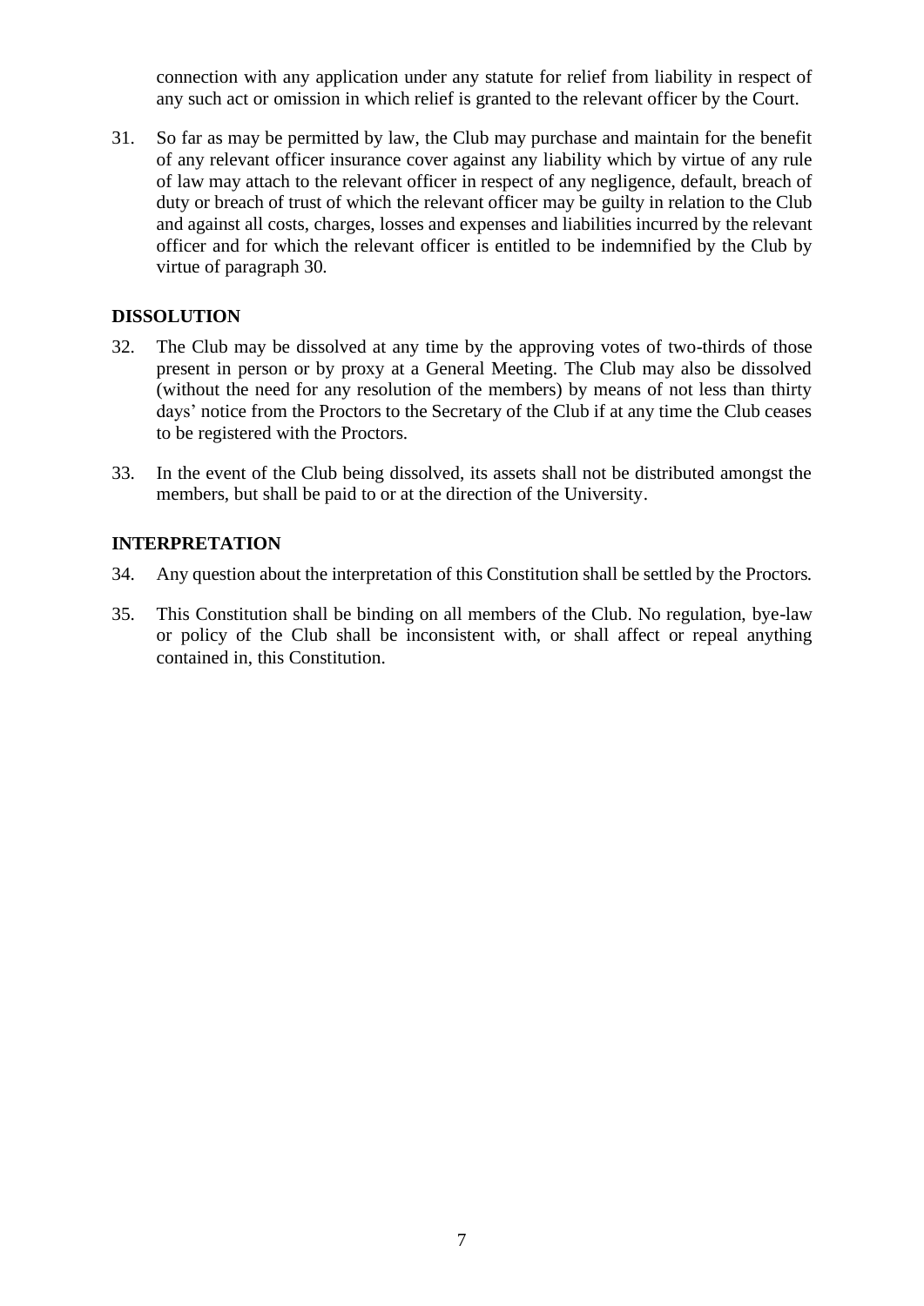connection with any application under any statute for relief from liability in respect of any such act or omission in which relief is granted to the relevant officer by the Court.

31. So far as may be permitted by law, the Club may purchase and maintain for the benefit of any relevant officer insurance cover against any liability which by virtue of any rule of law may attach to the relevant officer in respect of any negligence, default, breach of duty or breach of trust of which the relevant officer may be guilty in relation to the Club and against all costs, charges, losses and expenses and liabilities incurred by the relevant officer and for which the relevant officer is entitled to be indemnified by the Club by virtue of paragraph 30.

## DISSOLUTION

32. The Club may be dissolved at any time by the approving votes of two-thirds of those present in person or by proxy at a General Meeting. The Club may also be dissolved (without the need for any resolution of the members) by means of not less than thirty days' notice from the Proctors to the Secretary of the Club if at any time the Club ceases to be registered with the Proctors.

33. In the event of the Club being dissolved, its assets shall not be distributed amongst the members, but shall be paid to or at the direction of the University.

## INTERPRETATION

34. Any question about the interpretation of this Constitution shall be settled by the Proctors.

35. This Constitution shall be binding on all members of the Club. No regulation, bye-law or policy of the Club shall be inconsistent with, or shall affect or repeal anything contained in, this Constitution.